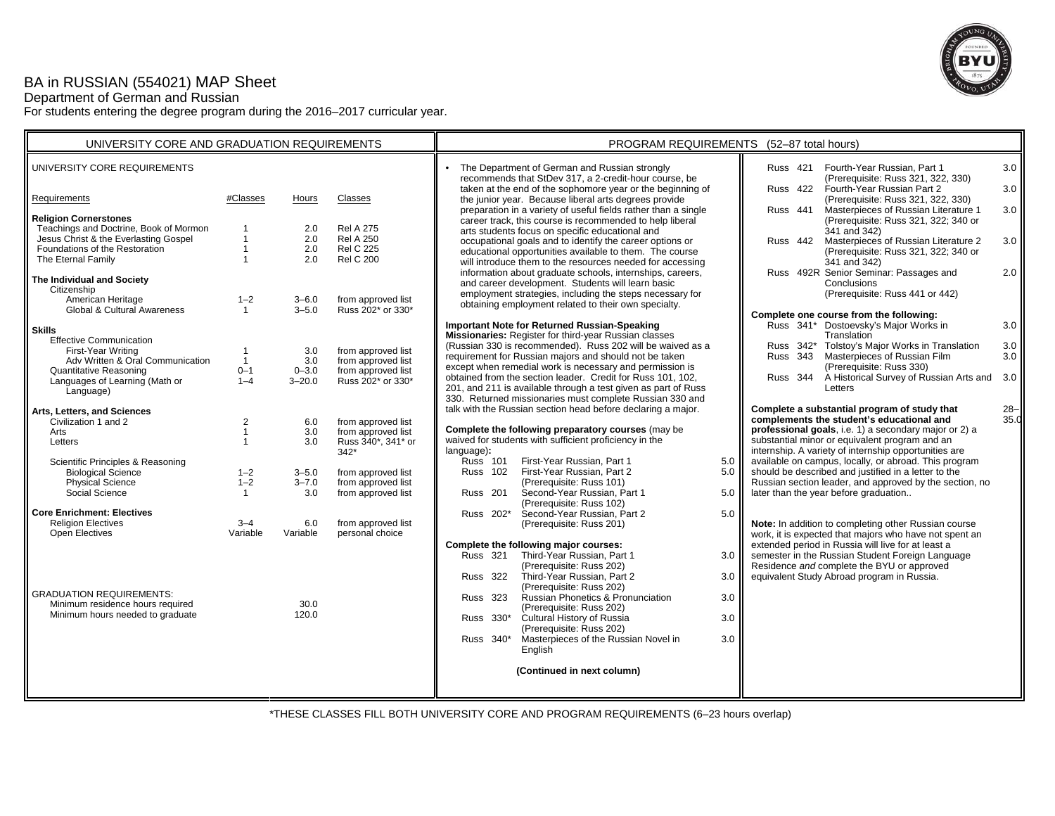# BA in RUSSIAN (554021) MAP Sheet

Department of German and Russian

For students entering the degree program during the 2016–2017 curricular year.

## UNIVERSITY CORE AND GRADUATION REQUIREMENTS

### UNIVERSITY CORE REQUIREMENTS

| Requirements | #Classes | Hours | Classes |
|---|---|---|---|
| **Religion Cornerstones** | | | |
| Teachings and Doctrine, Book of Mormon | 1 | 2.0 | Rel A 275 |
| Jesus Christ & the Everlasting Gospel | 1 | 2.0 | Rel A 250 |
| Foundations of the Restoration | 1 | 2.0 | Rel C 225 |
| The Eternal Family | 1 | 2.0 | Rel C 200 |
| **The Individual and Society** | | | |
| Citizenship | | | |
| American Heritage | 1–2 | 3–6.0 | from approved list |
| Global & Cultural Awareness | 1 | 3–5.0 | Russ 202* or 330* |
| **Skills** | | | |
| Effective Communication | | | |
| First-Year Writing | 1 | 3.0 | from approved list |
| Adv Written & Oral Communication | 1 | 3.0 | from approved list |
| Quantitative Reasoning | 0–1 | 0–3.0 | from approved list |
| Languages of Learning (Math or Language) | 1–4 | 3–20.0 | Russ 202* or 330* |
| **Arts, Letters, and Sciences** | | | |
| Civilization 1 and 2 | 2 | 6.0 | from approved list |
| Arts | 1 | 3.0 | from approved list |
| Letters | 1 | 3.0 | Russ 340*, 341* or 342* |
| Scientific Principles & Reasoning | | | |
| Biological Science | 1–2 | 3–5.0 | from approved list |
| Physical Science | 1–2 | 3–7.0 | from approved list |
| Social Science | 1 | 3.0 | from approved list |
| **Core Enrichment: Electives** | | | |
| Religion Electives | 3–4 | 6.0 | from approved list |
| Open Electives | Variable | Variable | personal choice |

### GRADUATION REQUIREMENTS:

| | Hours |
|---|---|
| Minimum residence hours required | 30.0 |
| Minimum hours needed to graduate | 120.0 |

## PROGRAM REQUIREMENTS (52–87 total hours)

- The Department of German and Russian strongly recommends that StDev 317, a 2-credit-hour course, be taken at the end of the sophomore year or the beginning of the junior year. Because liberal arts degrees provide preparation in a variety of useful fields rather than a single career track, this course is recommended to help liberal arts students focus on specific educational and occupational goals and to identify the career options or educational opportunities available to them. The course will introduce them to the resources needed for accessing information about graduate schools, internships, careers, and career development. Students will learn basic employment strategies, including the steps necessary for obtaining employment related to their own specialty.

**Important Note for Returned Russian-Speaking Missionaries:** Register for third-year Russian classes (Russian 330 is recommended). Russ 202 will be waived as a requirement for Russian majors and should not be taken except when remedial work is necessary and permission is obtained from the section leader. Credit for Russ 101, 102, 201, and 211 is available through a test given as part of Russ 330. Returned missionaries must complete Russian 330 and talk with the Russian section head before declaring a major.

**Complete the following preparatory courses** (may be waived for students with sufficient proficiency in the language)**:**

| Course | Title | Hours |
|---|---|---|
| Russ 101 | First-Year Russian, Part 1 | 5.0 |
| Russ 102 | First-Year Russian, Part 2 (Prerequisite: Russ 101) | 5.0 |
| Russ 201 | Second-Year Russian, Part 1 (Prerequisite: Russ 102) | 5.0 |
| Russ 202* | Second-Year Russian, Part 2 (Prerequisite: Russ 201) | 5.0 |

**Complete the following major courses:**

| Course | Title | Hours |
|---|---|---|
| Russ 321 | Third-Year Russian, Part 1 (Prerequisite: Russ 202) | 3.0 |
| Russ 322 | Third-Year Russian, Part 2 (Prerequisite: Russ 202) | 3.0 |
| Russ 323 | Russian Phonetics & Pronunciation (Prerequisite: Russ 202) | 3.0 |
| Russ 330* | Cultural History of Russia (Prerequisite: Russ 202) | 3.0 |
| Russ 340* | Masterpieces of the Russian Novel in English | 3.0 |
| Russ 421 | Fourth-Year Russian, Part 1 (Prerequisite: Russ 321, 322, 330) | 3.0 |
| Russ 422 | Fourth-Year Russian Part 2 (Prerequisite: Russ 321, 322, 330) | 3.0 |
| Russ 441 | Masterpieces of Russian Literature 1 (Prerequisite: Russ 321, 322; 340 or 341 and 342) | 3.0 |
| Russ 442 | Masterpieces of Russian Literature 2 (Prerequisite: Russ 321, 322; 340 or 341 and 342) | 3.0 |
| Russ 492R | Senior Seminar: Passages and Conclusions (Prerequisite: Russ 441 or 442) | 2.0 |

**Complete one course from the following:**

| Course | Title | Hours |
|---|---|---|
| Russ 341* | Dostoevsky's Major Works in Translation | 3.0 |
| Russ 342* | Tolstoy's Major Works in Translation | 3.0 |
| Russ 343 | Masterpieces of Russian Film (Prerequisite: Russ 330) | 3.0 |
| Russ 344 | A Historical Survey of Russian Arts and Letters | 3.0 |

**Complete a substantial program of study that complements the student's educational and professional goals**, i.e. 1) a secondary major or 2) a substantial minor or equivalent program and an internship. A variety of internship opportunities are available on campus, locally, or abroad. This program should be described and justified in a letter to the Russian section leader, and approved by the section, no later than the year before graduation.. — 28–35.0

**Note:** In addition to completing other Russian course work, it is expected that majors who have not spent an extended period in Russia will live for at least a semester in the Russian Student Foreign Language Residence *and* complete the BYU or approved equivalent Study Abroad program in Russia.

*THESE CLASSES FILL BOTH UNIVERSITY CORE AND PROGRAM REQUIREMENTS (6–23 hours overlap)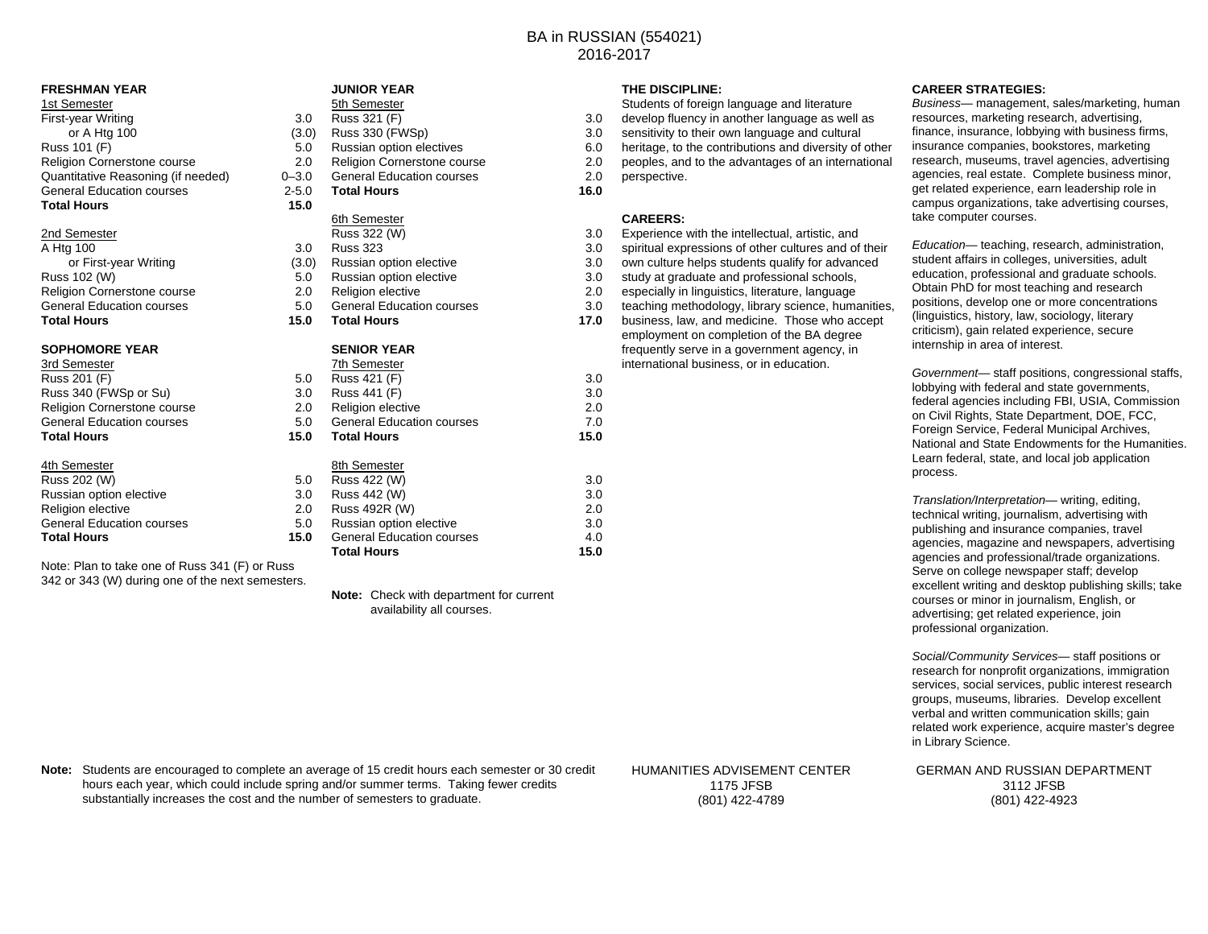# BA in RUSSIAN (554021)
2016-2017

## FRESHMAN YEAR

| 1st Semester | |
|---|---|
| First-year Writing | 3.0 |
| or A Htg 100 | (3.0) |
| Russ 101 (F) | 5.0 |
| Religion Cornerstone course | 2.0 |
| Quantitative Reasoning (if needed) | 0–3.0 |
| General Education courses | 2-5.0 |
| **Total Hours** | **15.0** |

| 2nd Semester | |
|---|---|
| A Htg 100 | 3.0 |
| or First-year Writing | (3.0) |
| Russ 102 (W) | 5.0 |
| Religion Cornerstone course | 2.0 |
| General Education courses | 5.0 |
| **Total Hours** | **15.0** |

## SOPHOMORE YEAR

| 3rd Semester | |
|---|---|
| Russ 201 (F) | 5.0 |
| Russ 340 (FWSp or Su) | 3.0 |
| Religion Cornerstone course | 2.0 |
| General Education courses | 5.0 |
| **Total Hours** | **15.0** |

| 4th Semester | |
|---|---|
| Russ 202 (W) | 5.0 |
| Russian option elective | 3.0 |
| Religion elective | 2.0 |
| General Education courses | 5.0 |
| **Total Hours** | **15.0** |

Note: Plan to take one of Russ 341 (F) or Russ 342 or 343 (W) during one of the next semesters.

## JUNIOR YEAR

| 5th Semester | |
|---|---|
| Russ 321 (F) | 3.0 |
| Russ 330 (FWSp) | 3.0 |
| Russian option electives | 6.0 |
| Religion Cornerstone course | 2.0 |
| General Education courses | 2.0 |
| **Total Hours** | **16.0** |

| 6th Semester | |
|---|---|
| Russ 322 (W) | 3.0 |
| Russ 323 | 3.0 |
| Russian option elective | 3.0 |
| Russian option elective | 3.0 |
| Religion elective | 2.0 |
| General Education courses | 3.0 |
| **Total Hours** | **17.0** |

## SENIOR YEAR

| 7th Semester | |
|---|---|
| Russ 421 (F) | 3.0 |
| Russ 441 (F) | 3.0 |
| Religion elective | 2.0 |
| General Education courses | 7.0 |
| **Total Hours** | **15.0** |

| 8th Semester | |
|---|---|
| Russ 422 (W) | 3.0 |
| Russ 442 (W) | 3.0 |
| Russ 492R (W) | 2.0 |
| Russian option elective | 3.0 |
| General Education courses | 4.0 |
| **Total Hours** | **15.0** |

**Note:** Check with department for current availability all courses.

## THE DISCIPLINE:

Students of foreign language and literature develop fluency in another language as well as sensitivity to their own language and cultural heritage, to the contributions and diversity of other peoples, and to the advantages of an international perspective.

## CAREERS:

Experience with the intellectual, artistic, and spiritual expressions of other cultures and of their own culture helps students qualify for advanced study at graduate and professional schools, especially in linguistics, literature, language teaching methodology, library science, humanities, business, law, and medicine. Those who accept employment on completion of the BA degree frequently serve in a government agency, in international business, or in education.

## CAREER STRATEGIES:

*Business*— management, sales/marketing, human resources, marketing research, advertising, finance, insurance, lobbying with business firms, insurance companies, bookstores, marketing research, museums, travel agencies, advertising agencies, real estate. Complete business minor, get related experience, earn leadership role in campus organizations, take advertising courses, take computer courses.

*Education*— teaching, research, administration, student affairs in colleges, universities, adult education, professional and graduate schools. Obtain PhD for most teaching and research positions, develop one or more concentrations (linguistics, history, law, sociology, literary criticism), gain related experience, secure internship in area of interest.

*Government*— staff positions, congressional staffs, lobbying with federal and state governments, federal agencies including FBI, USIA, Commission on Civil Rights, State Department, DOE, FCC, Foreign Service, Federal Municipal Archives, National and State Endowments for the Humanities. Learn federal, state, and local job application process.

*Translation/Interpretation*— writing, editing, technical writing, journalism, advertising with publishing and insurance companies, travel agencies, magazine and newspapers, advertising agencies and professional/trade organizations. Serve on college newspaper staff; develop excellent writing and desktop publishing skills; take courses or minor in journalism, English, or advertising; get related experience, join professional organization.

*Social/Community Services*— staff positions or research for nonprofit organizations, immigration services, social services, public interest research groups, museums, libraries. Develop excellent verbal and written communication skills; gain related work experience, acquire master's degree in Library Science.

**Note:** Students are encouraged to complete an average of 15 credit hours each semester or 30 credit hours each year, which could include spring and/or summer terms. Taking fewer credits substantially increases the cost and the number of semesters to graduate.

HUMANITIES ADVISEMENT CENTER
1175 JFSB
(801) 422-4789

GERMAN AND RUSSIAN DEPARTMENT
3112 JFSB
(801) 422-4923